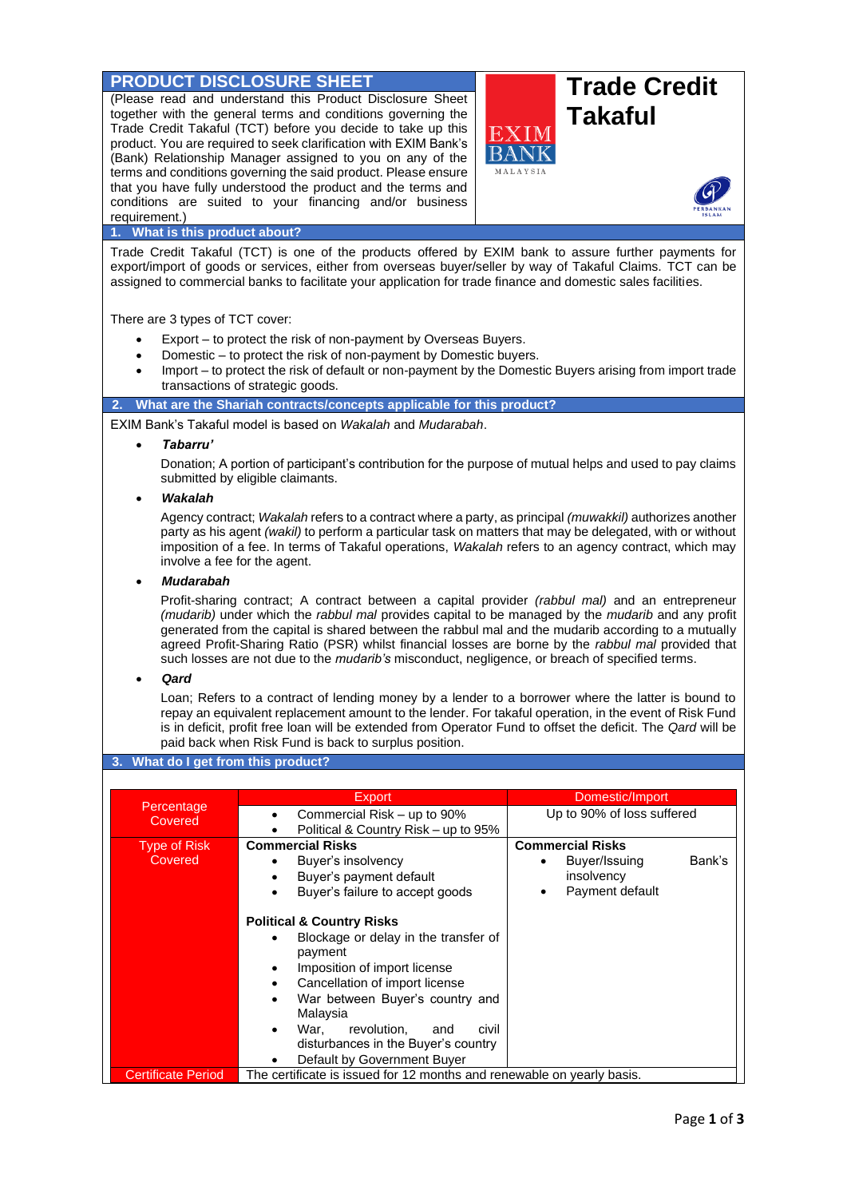# PRODUCT DISCLOSURE SHEET

# Trade Credit Takaful

(Please read and understand this Product Disclosure Sheet together with the general terms and conditions governing the Trade Credit Takaful (TCT) before you decide to take up this product. You are required to seek clarification with EXIM Bank's (Bank) Relationship Manager assigned to you on any of the terms and conditions governing the said product. Please ensure that you have fully understood the product and the terms and conditions are suited to your financing and/or business requirement.)

## 1. What is this product about?

Trade Credit Takaful (TCT) is one of the products offered by EXIM bank to assure further payments for export/import of goods or services, either from overseas buyer/seller by way of Takaful Claims. TCT can be assigned to commercial banks to facilitate your application for trade finance and domestic sales facilities.

There are 3 types of TCT cover:

- Export – to protect the risk of non-payment by Overseas Buyers.
- Domestic – to protect the risk of non-payment by Domestic buyers.
- Import – to protect the risk of default or non-payment by the Domestic Buyers arising from import trade transactions of strategic goods.

## 2. What are the Shariah contracts/concepts applicable for this product?

EXIM Bank's Takaful model is based on *Wakalah* and *Mudarabah*.

- ***Tabarru'***

  Donation; A portion of participant's contribution for the purpose of mutual helps and used to pay claims submitted by eligible claimants.

- ***Wakalah***

  Agency contract; *Wakalah* refers to a contract where a party, as principal *(muwakkil)* authorizes another party as his agent *(wakil)* to perform a particular task on matters that may be delegated, with or without imposition of a fee. In terms of Takaful operations, *Wakalah* refers to an agency contract, which may involve a fee for the agent.

- ***Mudarabah***

  Profit-sharing contract; A contract between a capital provider *(rabbul mal)* and an entrepreneur *(mudarib)* under which the *rabbul mal* provides capital to be managed by the *mudarib* and any profit generated from the capital is shared between the rabbul mal and the mudarib according to a mutually agreed Profit-Sharing Ratio (PSR) whilst financial losses are borne by the *rabbul mal* provided that such losses are not due to the *mudarib's* misconduct, negligence, or breach of specified terms.

- ***Qard***

  Loan; Refers to a contract of lending money by a lender to a borrower where the latter is bound to repay an equivalent replacement amount to the lender. For takaful operation, in the event of Risk Fund is in deficit, profit free loan will be extended from Operator Fund to offset the deficit. The *Qard* will be paid back when Risk Fund is back to surplus position.

## 3. What do I get from this product?

| | Export | Domestic/Import |
|---|---|---|
| Percentage Covered | • Commercial Risk – up to 90%<br>• Political & Country Risk – up to 95% | Up to 90% of loss suffered |
| Type of Risk Covered | **Commercial Risks**<br>• Buyer's insolvency<br>• Buyer's payment default<br>• Buyer's failure to accept goods<br><br>**Political & Country Risks**<br>• Blockage or delay in the transfer of payment<br>• Imposition of import license<br>• Cancellation of import license<br>• War between Buyer's country and Malaysia<br>• War, revolution, and civil disturbances in the Buyer's country<br>• Default by Government Buyer | **Commercial Risks**<br>• Buyer/Issuing Bank's insolvency<br>• Payment default |
| Certificate Period | The certificate is issued for 12 months and renewable on yearly basis. | |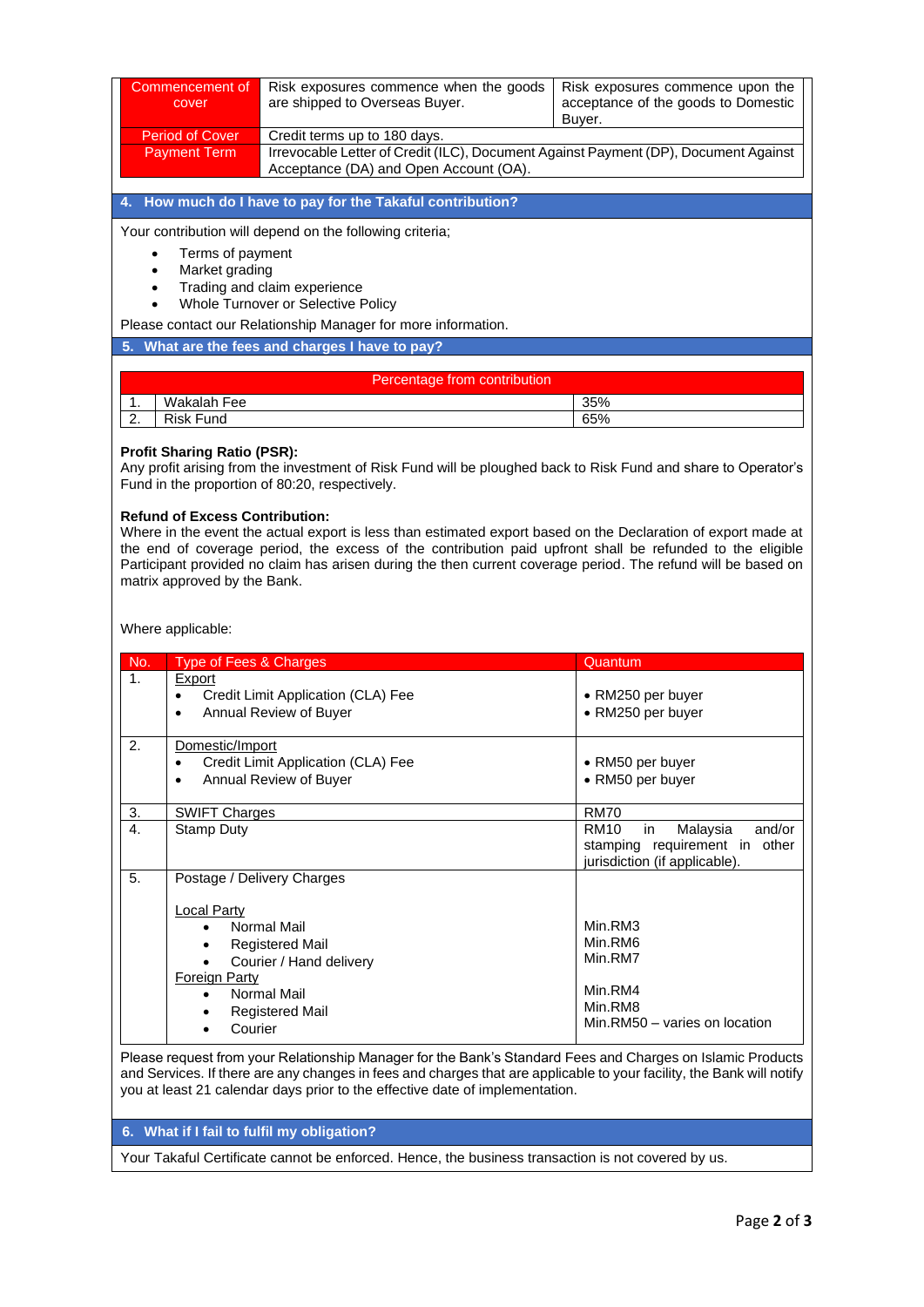| Commencement of cover | Risk exposures commence when the goods are shipped to Overseas Buyer. | Risk exposures commence upon the acceptance of the goods to Domestic Buyer. |
|---|---|---|
| Period of Cover | Credit terms up to 180 days. | |
| Payment Term | Irrevocable Letter of Credit (ILC), Document Against Payment (DP), Document Against Acceptance (DA) and Open Account (OA). | |

## 4. How much do I have to pay for the Takaful contribution?

Your contribution will depend on the following criteria;

- Terms of payment
- Market grading
- Trading and claim experience
- Whole Turnover or Selective Policy

Please contact our Relationship Manager for more information.

## 5. What are the fees and charges I have to pay?

| | | Percentage from contribution |
|---|---|---|
| 1. | Wakalah Fee | 35% |
| 2. | Risk Fund | 65% |

**Profit Sharing Ratio (PSR):**
Any profit arising from the investment of Risk Fund will be ploughed back to Risk Fund and share to Operator's Fund in the proportion of 80:20, respectively.

**Refund of Excess Contribution:**
Where in the event the actual export is less than estimated export based on the Declaration of export made at the end of coverage period, the excess of the contribution paid upfront shall be refunded to the eligible Participant provided no claim has arisen during the then current coverage period. The refund will be based on matrix approved by the Bank.

Where applicable:

| No. | Type of Fees & Charges | Quantum |
|---|---|---|
| 1. | Export<br>• Credit Limit Application (CLA) Fee<br>• Annual Review of Buyer | • RM250 per buyer<br>• RM250 per buyer |
| 2. | Domestic/Import<br>• Credit Limit Application (CLA) Fee<br>• Annual Review of Buyer | • RM50 per buyer<br>• RM50 per buyer |
| 3. | SWIFT Charges | RM70 |
| 4. | Stamp Duty | RM10 in Malaysia and/or stamping requirement in other jurisdiction (if applicable). |
| 5. | Postage / Delivery Charges<br><br>Local Party<br>• Normal Mail<br>• Registered Mail<br>• Courier / Hand delivery<br>Foreign Party<br>• Normal Mail<br>• Registered Mail<br>• Courier | <br><br><br>Min.RM3<br>Min.RM6<br>Min.RM7<br><br>Min.RM4<br>Min.RM8<br>Min.RM50 – varies on location |

Please request from your Relationship Manager for the Bank's Standard Fees and Charges on Islamic Products and Services. If there are any changes in fees and charges that are applicable to your facility, the Bank will notify you at least 21 calendar days prior to the effective date of implementation.

## 6. What if I fail to fulfil my obligation?

Your Takaful Certificate cannot be enforced. Hence, the business transaction is not covered by us.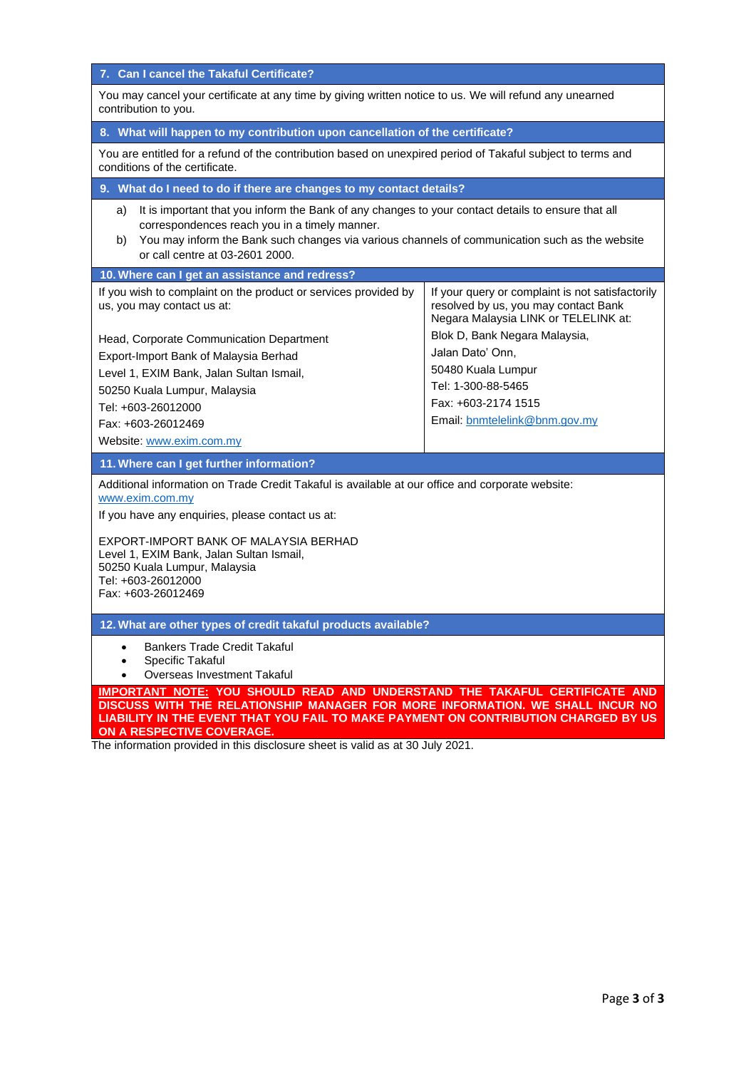## 7. Can I cancel the Takaful Certificate?

You may cancel your certificate at any time by giving written notice to us. We will refund any unearned contribution to you.

## 8. What will happen to my contribution upon cancellation of the certificate?

You are entitled for a refund of the contribution based on unexpired period of Takaful subject to terms and conditions of the certificate.

## 9. What do I need to do if there are changes to my contact details?

a) It is important that you inform the Bank of any changes to your contact details to ensure that all correspondences reach you in a timely manner.

b) You may inform the Bank such changes via various channels of communication such as the website or call centre at 03-2601 2000.

## 10. Where can I get an assistance and redress?

| | |
|---|---|
| If you wish to complaint on the product or services provided by us, you may contact us at:<br><br>Head, Corporate Communication Department<br>Export-Import Bank of Malaysia Berhad<br>Level 1, EXIM Bank, Jalan Sultan Ismail,<br>50250 Kuala Lumpur, Malaysia<br>Tel: +603-26012000<br>Fax: +603-26012469<br>Website: www.exim.com.my | If your query or complaint is not satisfactorily resolved by us, you may contact Bank Negara Malaysia LINK or TELELINK at:<br>Blok D, Bank Negara Malaysia,<br>Jalan Dato' Onn,<br>50480 Kuala Lumpur<br>Tel: 1-300-88-5465<br>Fax: +603-2174 1515<br>Email: bnmtelelink@bnm.gov.my |

## 11. Where can I get further information?

Additional information on Trade Credit Takaful is available at our office and corporate website: www.exim.com.my

If you have any enquiries, please contact us at:

EXPORT-IMPORT BANK OF MALAYSIA BERHAD
Level 1, EXIM Bank, Jalan Sultan Ismail,
50250 Kuala Lumpur, Malaysia
Tel: +603-26012000
Fax: +603-26012469

## 12. What are other types of credit takaful products available?

- Bankers Trade Credit Takaful
- Specific Takaful
- Overseas Investment Takaful

**IMPORTANT NOTE: YOU SHOULD READ AND UNDERSTAND THE TAKAFUL CERTIFICATE AND DISCUSS WITH THE RELATIONSHIP MANAGER FOR MORE INFORMATION. WE SHALL INCUR NO LIABILITY IN THE EVENT THAT YOU FAIL TO MAKE PAYMENT ON CONTRIBUTION CHARGED BY US ON A RESPECTIVE COVERAGE.**

The information provided in this disclosure sheet is valid as at 30 July 2021.